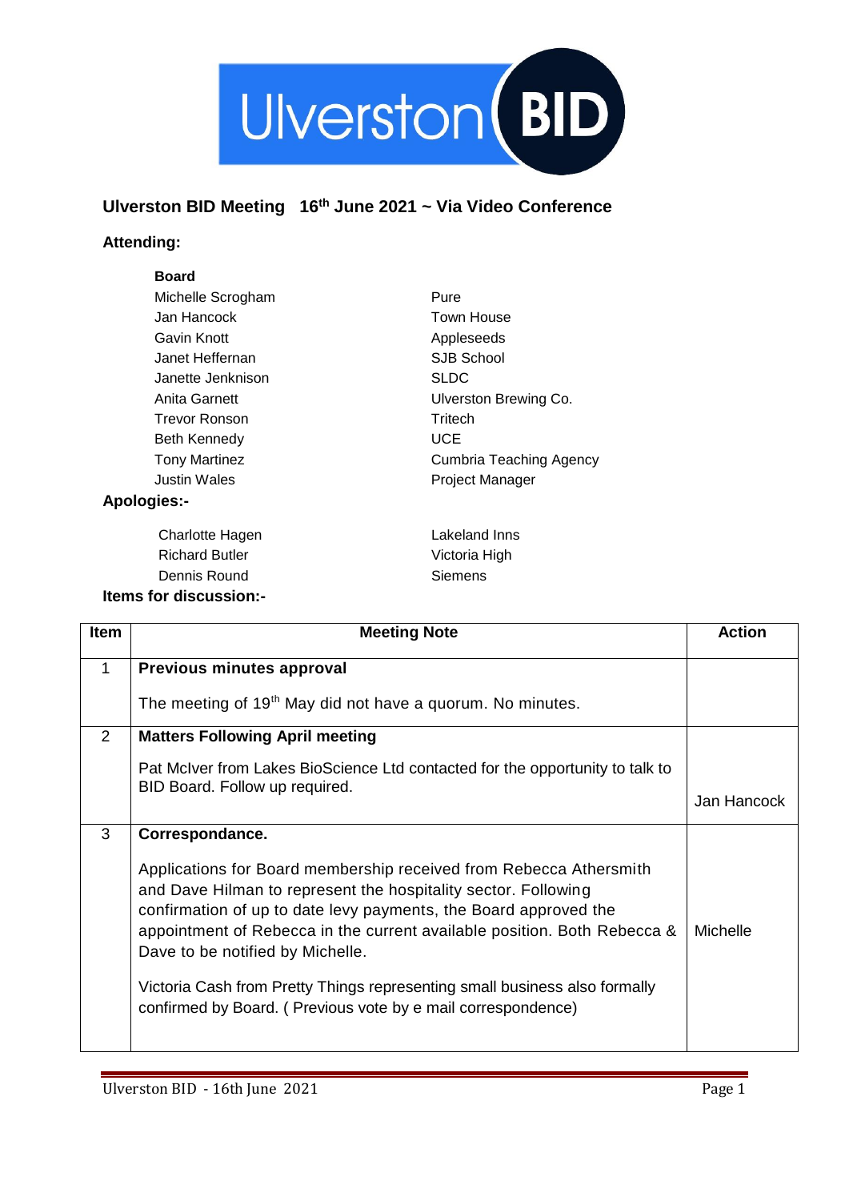Ulverston BID

## Ulverston BID Meeting 16th June 2021 ~ Via Video Conference

### Attending:

**Board**

| | |
|---|---|
| Michelle Scrogham | Pure |
| Jan Hancock | Town House |
| Gavin Knott | Appleseeds |
| Janet Heffernan | SJB School |
| Janette Jenknison | SLDC |
| Anita Garnett | Ulverston Brewing Co. |
| Trevor Ronson | Tritech |
| Beth Kennedy | UCE |
| Tony Martinez | Cumbria Teaching Agency |
| Justin Wales | Project Manager |

### Apologies:-

| | |
|---|---|
| Charlotte Hagen | Lakeland Inns |
| Richard Butler | Victoria High |
| Dennis Round | Siemens |

### Items for discussion:-

| Item | Meeting Note | Action |
|---|---|---|
| 1 | **Previous minutes approval**<br><br>The meeting of 19th May did not have a quorum. No minutes. | |
| 2 | **Matters Following April meeting**<br><br>Pat McIver from Lakes BioScience Ltd contacted for the opportunity to talk to BID Board. Follow up required. | Jan Hancock |
| 3 | **Correspondance.**<br><br>Applications for Board membership received from Rebecca Athersmith and Dave Hilman to represent the hospitality sector. Following confirmation of up to date levy payments, the Board approved the appointment of Rebecca in the current available position. Both Rebecca & Dave to be notified by Michelle.<br><br>Victoria Cash from Pretty Things representing small business also formally confirmed by Board. ( Previous vote by e mail correspondence) | Michelle |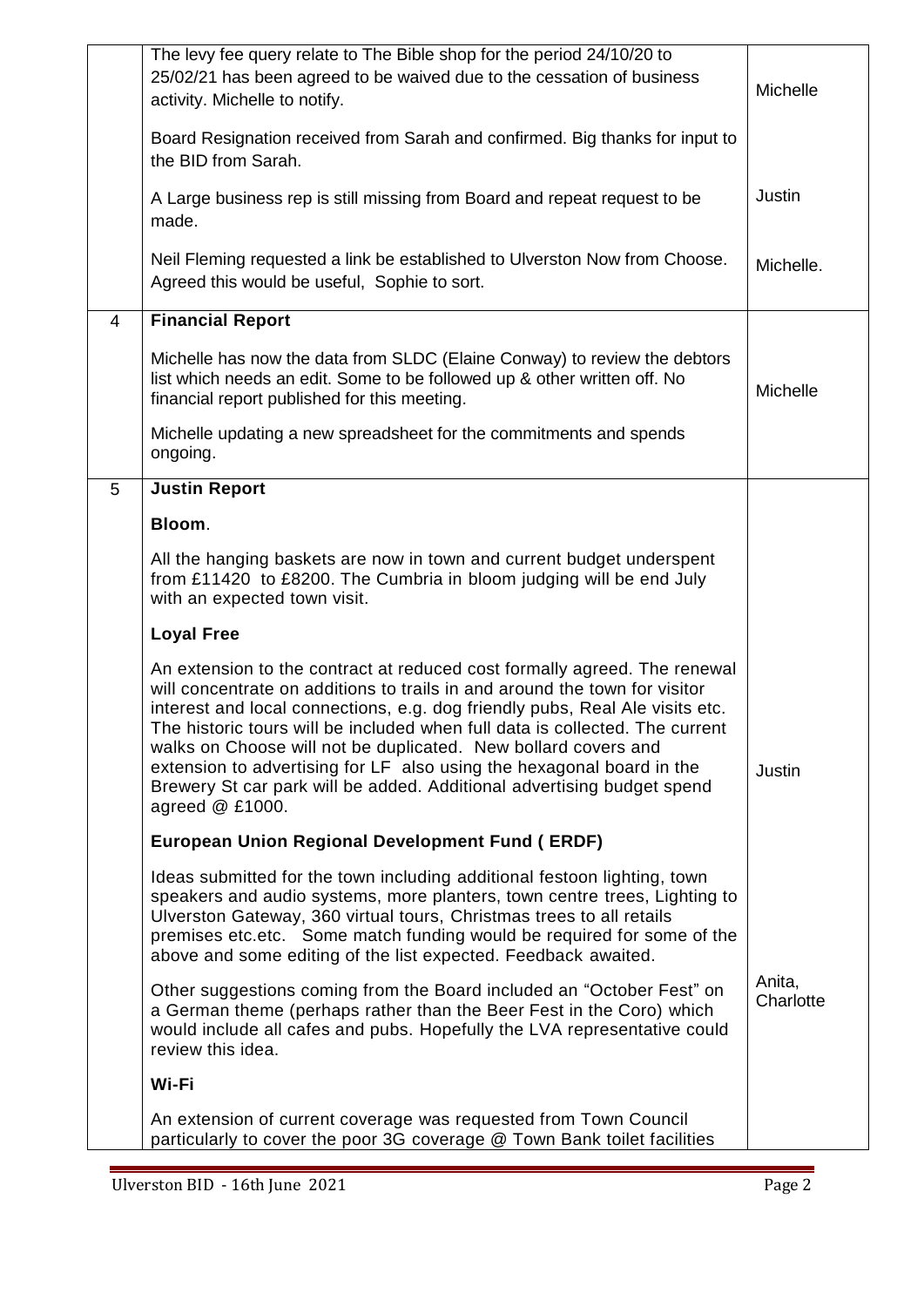| | | |
|---|---|---|
| | The levy fee query relate to The Bible shop for the period 24/10/20 to 25/02/21 has been agreed to be waived due to the cessation of business activity. Michelle to notify. | Michelle |
| | Board Resignation received from Sarah and confirmed. Big thanks for input to the BID from Sarah. | |
| | A Large business rep is still missing from Board and repeat request to be made. | Justin |
| | Neil Fleming requested a link be established to Ulverston Now from Choose. Agreed this would be useful, Sophie to sort. | Michelle. |
| 4 | **Financial Report**<br><br>Michelle has now the data from SLDC (Elaine Conway) to review the debtors list which needs an edit. Some to be followed up & other written off. No financial report published for this meeting.<br><br>Michelle updating a new spreadsheet for the commitments and spends ongoing. | Michelle |
| 5 | **Justin Report**<br><br>**Bloom**.<br><br>All the hanging baskets are now in town and current budget underspent from £11420 to £8200. The Cumbria in bloom judging will be end July with an expected town visit.<br><br>**Loyal Free**<br><br>An extension to the contract at reduced cost formally agreed. The renewal will concentrate on additions to trails in and around the town for visitor interest and local connections, e.g. dog friendly pubs, Real Ale visits etc. The historic tours will be included when full data is collected. The current walks on Choose will not be duplicated. New bollard covers and extension to advertising for LF also using the hexagonal board in the Brewery St car park will be added. Additional advertising budget spend agreed @ £1000. | Justin |
| | **European Union Regional Development Fund ( ERDF)**<br><br>Ideas submitted for the town including additional festoon lighting, town speakers and audio systems, more planters, town centre trees, Lighting to Ulverston Gateway, 360 virtual tours, Christmas trees to all retails premises etc.etc. Some match funding would be required for some of the above and some editing of the list expected. Feedback awaited.<br><br>Other suggestions coming from the Board included an "October Fest" on a German theme (perhaps rather than the Beer Fest in the Coro) which would include all cafes and pubs. Hopefully the LVA representative could review this idea. | Anita, Charlotte |
| | **Wi-Fi**<br><br>An extension of current coverage was requested from Town Council particularly to cover the poor 3G coverage @ Town Bank toilet facilities | |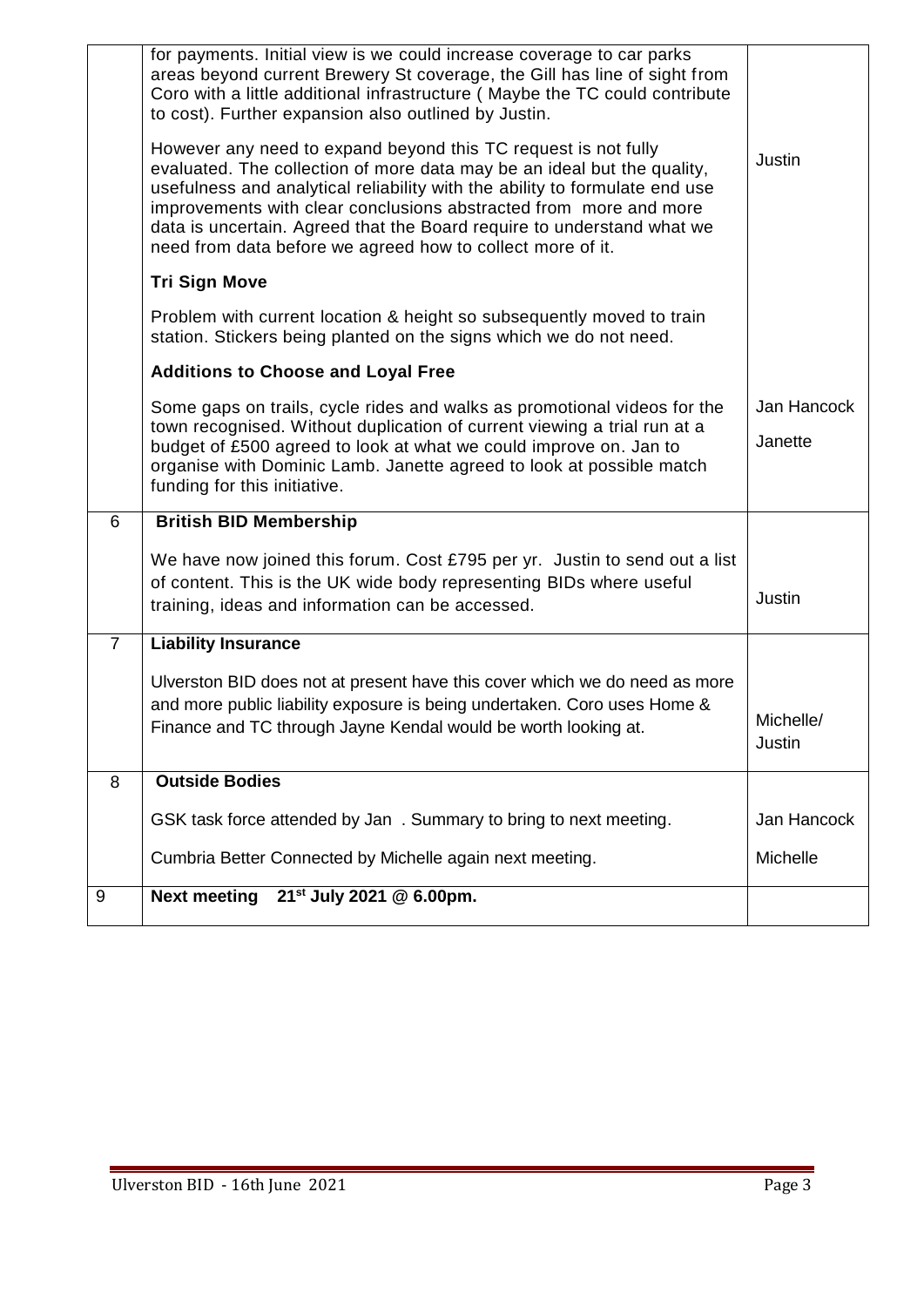| | | |
|---|---|---|
| | for payments. Initial view is we could increase coverage to car parks areas beyond current Brewery St coverage, the Gill has line of sight from Coro with a little additional infrastructure ( Maybe the TC could contribute to cost). Further expansion also outlined by Justin.<br><br>However any need to expand beyond this TC request is not fully evaluated. The collection of more data may be an ideal but the quality, usefulness and analytical reliability with the ability to formulate end use improvements with clear conclusions abstracted from more and more data is uncertain. Agreed that the Board require to understand what we need from data before we agreed how to collect more of it.<br><br>**Tri Sign Move**<br><br>Problem with current location & height so subsequently moved to train station. Stickers being planted on the signs which we do not need.<br><br>**Additions to Choose and Loyal Free**<br><br>Some gaps on trails, cycle rides and walks as promotional videos for the town recognised. Without duplication of current viewing a trial run at a budget of £500 agreed to look at what we could improve on. Jan to organise with Dominic Lamb. Janette agreed to look at possible match funding for this initiative. | Justin<br><br>Jan Hancock<br><br>Janette |
| 6 | **British BID Membership**<br><br>We have now joined this forum. Cost £795 per yr. Justin to send out a list of content. This is the UK wide body representing BIDs where useful training, ideas and information can be accessed. | Justin |
| 7 | **Liability Insurance**<br><br>Ulverston BID does not at present have this cover which we do need as more and more public liability exposure is being undertaken. Coro uses Home & Finance and TC through Jayne Kendal would be worth looking at. | Michelle/ Justin |
| 8 | **Outside Bodies**<br><br>GSK task force attended by Jan . Summary to bring to next meeting.<br><br>Cumbria Better Connected by Michelle again next meeting. | Jan Hancock<br><br>Michelle |
| 9 | **Next meeting 21st July 2021 @ 6.00pm.** | |